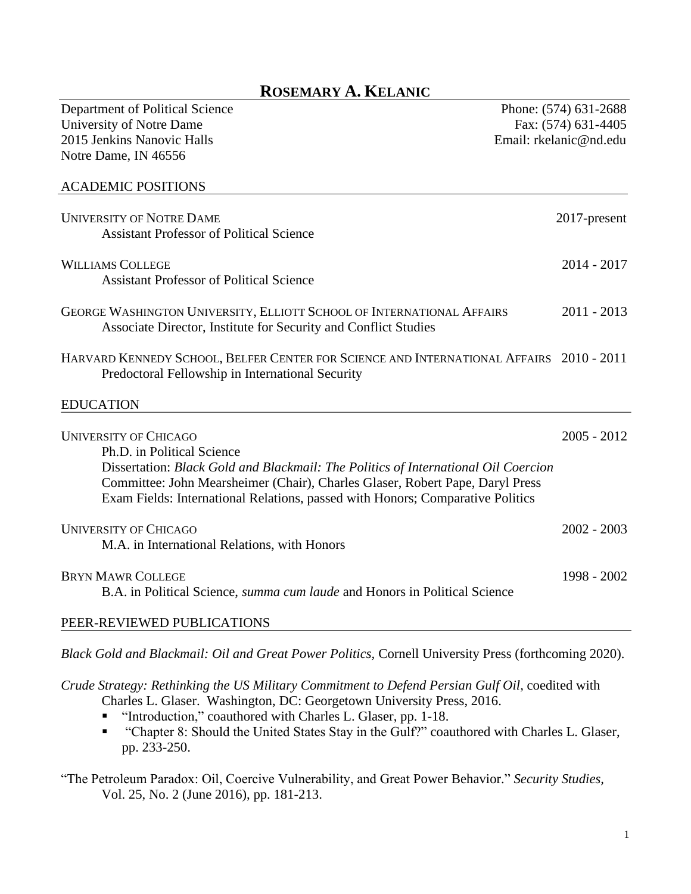# ROSEMARY A. KELANIC

Department of Political Science
University of Notre Dame
2015 Jenkins Nanovic Halls
Notre Dame, IN 46556

Phone: (574) 631-2688
Fax: (574) 631-4405
Email: rkelanic@nd.edu

## ACADEMIC POSITIONS

**UNIVERSITY OF NOTRE DAME** — 2017-present
Assistant Professor of Political Science

**WILLIAMS COLLEGE** — 2014 - 2017
Assistant Professor of Political Science

**GEORGE WASHINGTON UNIVERSITY, ELLIOTT SCHOOL OF INTERNATIONAL AFFAIRS** — 2011 - 2013
Associate Director, Institute for Security and Conflict Studies

**HARVARD KENNEDY SCHOOL, BELFER CENTER FOR SCIENCE AND INTERNATIONAL AFFAIRS** — 2010 - 2011
Predoctoral Fellowship in International Security

## EDUCATION

**UNIVERSITY OF CHICAGO** — 2005 - 2012
Ph.D. in Political Science
Dissertation: *Black Gold and Blackmail: The Politics of International Oil Coercion*
Committee: John Mearsheimer (Chair), Charles Glaser, Robert Pape, Daryl Press
Exam Fields: International Relations, passed with Honors; Comparative Politics

**UNIVERSITY OF CHICAGO** — 2002 - 2003
M.A. in International Relations, with Honors

**BRYN MAWR COLLEGE** — 1998 - 2002
B.A. in Political Science, *summa cum laude* and Honors in Political Science

## PEER-REVIEWED PUBLICATIONS

*Black Gold and Blackmail: Oil and Great Power Politics*, Cornell University Press (forthcoming 2020).

*Crude Strategy: Rethinking the US Military Commitment to Defend Persian Gulf Oil*, coedited with Charles L. Glaser. Washington, DC: Georgetown University Press, 2016.

- "Introduction," coauthored with Charles L. Glaser, pp. 1-18.
- "Chapter 8: Should the United States Stay in the Gulf?" coauthored with Charles L. Glaser, pp. 233-250.

"The Petroleum Paradox: Oil, Coercive Vulnerability, and Great Power Behavior." *Security Studies*, Vol. 25, No. 2 (June 2016), pp. 181-213.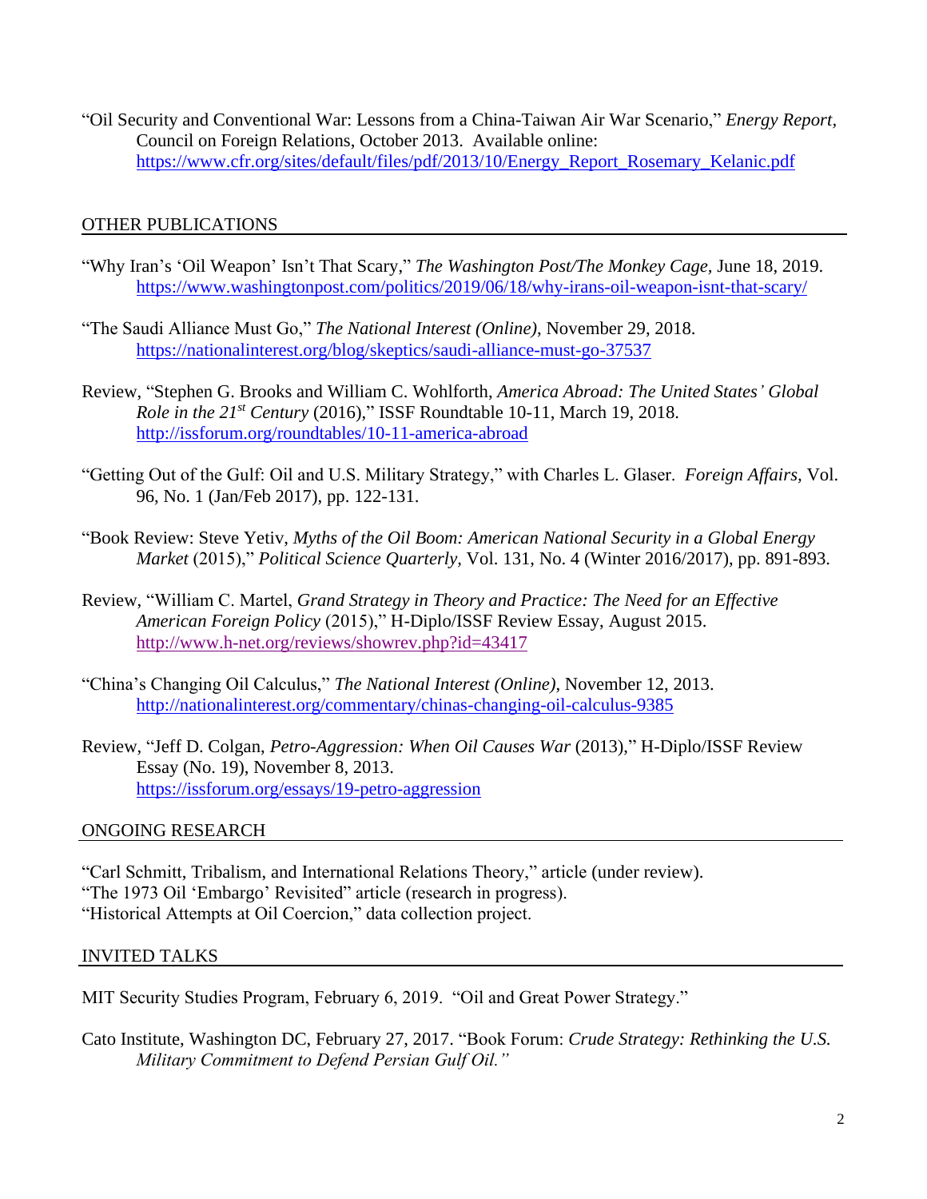"Oil Security and Conventional War: Lessons from a China-Taiwan Air War Scenario," *Energy Report,* Council on Foreign Relations, October 2013. Available online: https://www.cfr.org/sites/default/files/pdf/2013/10/Energy_Report_Rosemary_Kelanic.pdf

## OTHER PUBLICATIONS

"Why Iran's 'Oil Weapon' Isn't That Scary," *The Washington Post/The Monkey Cage,* June 18, 2019. https://www.washingtonpost.com/politics/2019/06/18/why-irans-oil-weapon-isnt-that-scary/

"The Saudi Alliance Must Go," *The National Interest (Online)*, November 29, 2018. https://nationalinterest.org/blog/skeptics/saudi-alliance-must-go-37537

Review, "Stephen G. Brooks and William C. Wohlforth, *America Abroad: The United States' Global Role in the 21st Century* (2016)," ISSF Roundtable 10-11, March 19, 2018. http://issforum.org/roundtables/10-11-america-abroad

"Getting Out of the Gulf: Oil and U.S. Military Strategy," with Charles L. Glaser. *Foreign Affairs,* Vol. 96, No. 1 (Jan/Feb 2017), pp. 122-131.

"Book Review: Steve Yetiv, *Myths of the Oil Boom: American National Security in a Global Energy Market* (2015)," *Political Science Quarterly,* Vol. 131, No. 4 (Winter 2016/2017), pp. 891-893.

Review, "William C. Martel, *Grand Strategy in Theory and Practice: The Need for an Effective American Foreign Policy* (2015)," H-Diplo/ISSF Review Essay, August 2015. http://www.h-net.org/reviews/showrev.php?id=43417

"China's Changing Oil Calculus," *The National Interest (Online)*, November 12, 2013. http://nationalinterest.org/commentary/chinas-changing-oil-calculus-9385

Review, "Jeff D. Colgan, *Petro-Aggression: When Oil Causes War* (2013)," H-Diplo/ISSF Review Essay (No. 19), November 8, 2013. https://issforum.org/essays/19-petro-aggression

## ONGOING RESEARCH

"Carl Schmitt, Tribalism, and International Relations Theory," article (under review).
"The 1973 Oil 'Embargo' Revisited" article (research in progress).
"Historical Attempts at Oil Coercion," data collection project.

## INVITED TALKS

MIT Security Studies Program, February 6, 2019. "Oil and Great Power Strategy."

Cato Institute, Washington DC, February 27, 2017. "Book Forum: *Crude Strategy: Rethinking the U.S. Military Commitment to Defend Persian Gulf Oil."*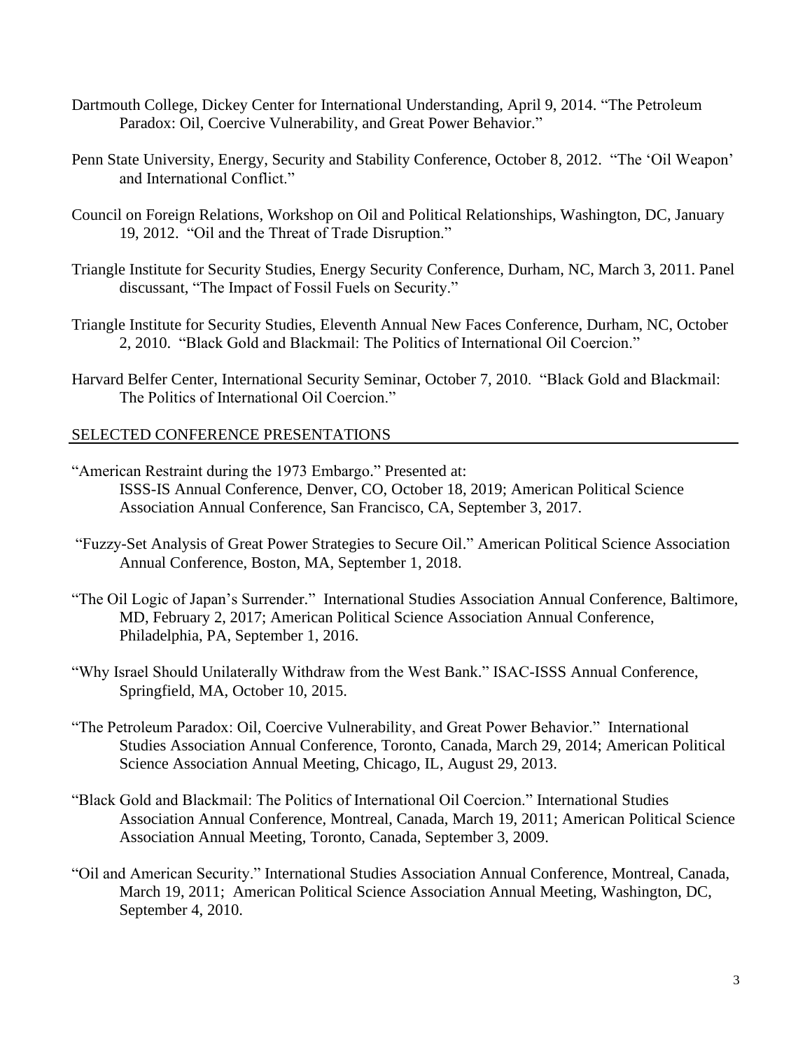Dartmouth College, Dickey Center for International Understanding, April 9, 2014. "The Petroleum Paradox: Oil, Coercive Vulnerability, and Great Power Behavior."

Penn State University, Energy, Security and Stability Conference, October 8, 2012. "The 'Oil Weapon' and International Conflict."

Council on Foreign Relations, Workshop on Oil and Political Relationships, Washington, DC, January 19, 2012. "Oil and the Threat of Trade Disruption."

Triangle Institute for Security Studies, Energy Security Conference, Durham, NC, March 3, 2011. Panel discussant, "The Impact of Fossil Fuels on Security."

Triangle Institute for Security Studies, Eleventh Annual New Faces Conference, Durham, NC, October 2, 2010. "Black Gold and Blackmail: The Politics of International Oil Coercion."

Harvard Belfer Center, International Security Seminar, October 7, 2010. "Black Gold and Blackmail: The Politics of International Oil Coercion."

## SELECTED CONFERENCE PRESENTATIONS

"American Restraint during the 1973 Embargo." Presented at: ISSS-IS Annual Conference, Denver, CO, October 18, 2019; American Political Science Association Annual Conference, San Francisco, CA, September 3, 2017.

"Fuzzy-Set Analysis of Great Power Strategies to Secure Oil." American Political Science Association Annual Conference, Boston, MA, September 1, 2018.

"The Oil Logic of Japan's Surrender." International Studies Association Annual Conference, Baltimore, MD, February 2, 2017; American Political Science Association Annual Conference, Philadelphia, PA, September 1, 2016.

"Why Israel Should Unilaterally Withdraw from the West Bank." ISAC-ISSS Annual Conference, Springfield, MA, October 10, 2015.

"The Petroleum Paradox: Oil, Coercive Vulnerability, and Great Power Behavior." International Studies Association Annual Conference, Toronto, Canada, March 29, 2014; American Political Science Association Annual Meeting, Chicago, IL, August 29, 2013.

"Black Gold and Blackmail: The Politics of International Oil Coercion." International Studies Association Annual Conference, Montreal, Canada, March 19, 2011; American Political Science Association Annual Meeting, Toronto, Canada, September 3, 2009.

"Oil and American Security." International Studies Association Annual Conference, Montreal, Canada, March 19, 2011; American Political Science Association Annual Meeting, Washington, DC, September 4, 2010.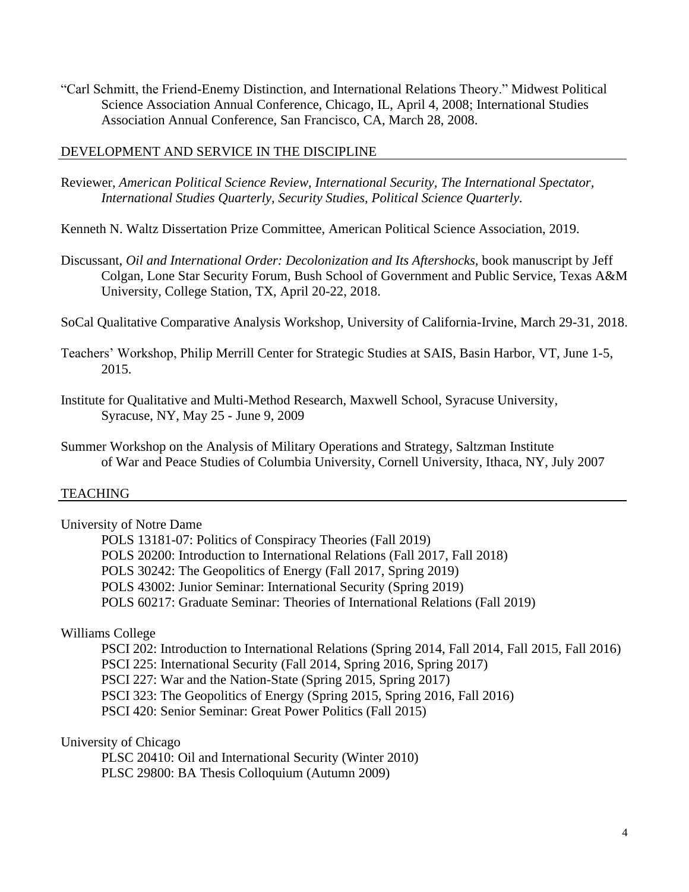"Carl Schmitt, the Friend-Enemy Distinction, and International Relations Theory." Midwest Political Science Association Annual Conference, Chicago, IL, April 4, 2008; International Studies Association Annual Conference, San Francisco, CA, March 28, 2008.

## DEVELOPMENT AND SERVICE IN THE DISCIPLINE

Reviewer, *American Political Science Review, International Security, The International Spectator, International Studies Quarterly, Security Studies, Political Science Quarterly.*

Kenneth N. Waltz Dissertation Prize Committee, American Political Science Association, 2019.

Discussant, *Oil and International Order: Decolonization and Its Aftershocks*, book manuscript by Jeff Colgan, Lone Star Security Forum, Bush School of Government and Public Service, Texas A&M University, College Station, TX, April 20-22, 2018.

SoCal Qualitative Comparative Analysis Workshop, University of California-Irvine, March 29-31, 2018.

Teachers' Workshop, Philip Merrill Center for Strategic Studies at SAIS, Basin Harbor, VT, June 1-5, 2015.

Institute for Qualitative and Multi-Method Research, Maxwell School, Syracuse University, Syracuse, NY, May 25 - June 9, 2009

Summer Workshop on the Analysis of Military Operations and Strategy, Saltzman Institute of War and Peace Studies of Columbia University, Cornell University, Ithaca, NY, July 2007

## TEACHING

University of Notre Dame

- POLS 13181-07: Politics of Conspiracy Theories (Fall 2019)
- POLS 20200: Introduction to International Relations (Fall 2017, Fall 2018)
- POLS 30242: The Geopolitics of Energy (Fall 2017, Spring 2019)
- POLS 43002: Junior Seminar: International Security (Spring 2019)
- POLS 60217: Graduate Seminar: Theories of International Relations (Fall 2019)

Williams College

- PSCI 202: Introduction to International Relations (Spring 2014, Fall 2014, Fall 2015, Fall 2016)
- PSCI 225: International Security (Fall 2014, Spring 2016, Spring 2017)
- PSCI 227: War and the Nation-State (Spring 2015, Spring 2017)
- PSCI 323: The Geopolitics of Energy (Spring 2015, Spring 2016, Fall 2016)
- PSCI 420: Senior Seminar: Great Power Politics (Fall 2015)

University of Chicago

- PLSC 20410: Oil and International Security (Winter 2010)
- PLSC 29800: BA Thesis Colloquium (Autumn 2009)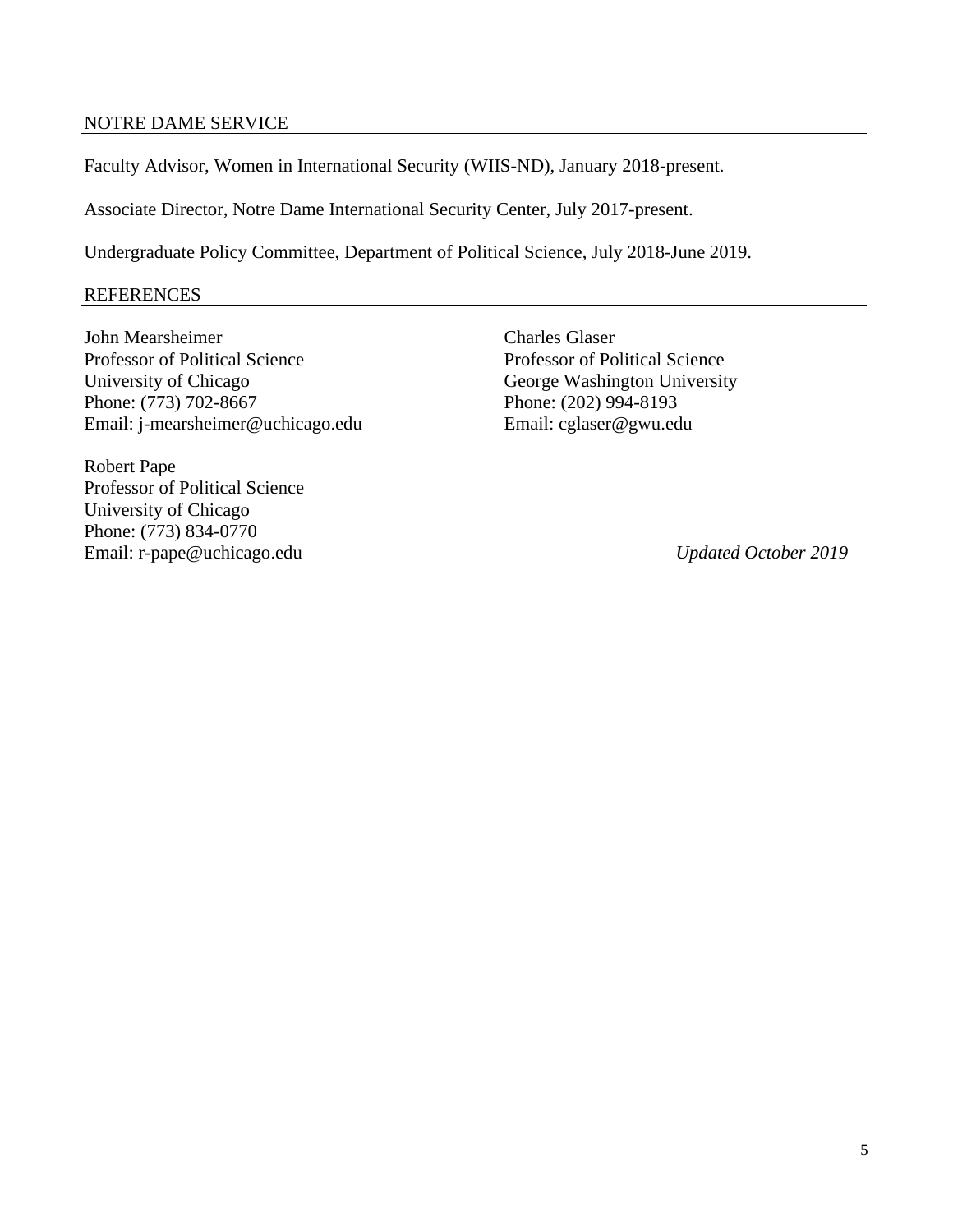## NOTRE DAME SERVICE

Faculty Advisor, Women in International Security (WIIS-ND), January 2018-present.

Associate Director, Notre Dame International Security Center, July 2017-present.

Undergraduate Policy Committee, Department of Political Science, July 2018-June 2019.

## REFERENCES

John Mearsheimer
Professor of Political Science
University of Chicago
Phone: (773) 702-8667
Email: j-mearsheimer@uchicago.edu

Charles Glaser
Professor of Political Science
George Washington University
Phone: (202) 994-8193
Email: cglaser@gwu.edu

Robert Pape
Professor of Political Science
University of Chicago
Phone: (773) 834-0770
Email: r-pape@uchicago.edu

*Updated October 2019*